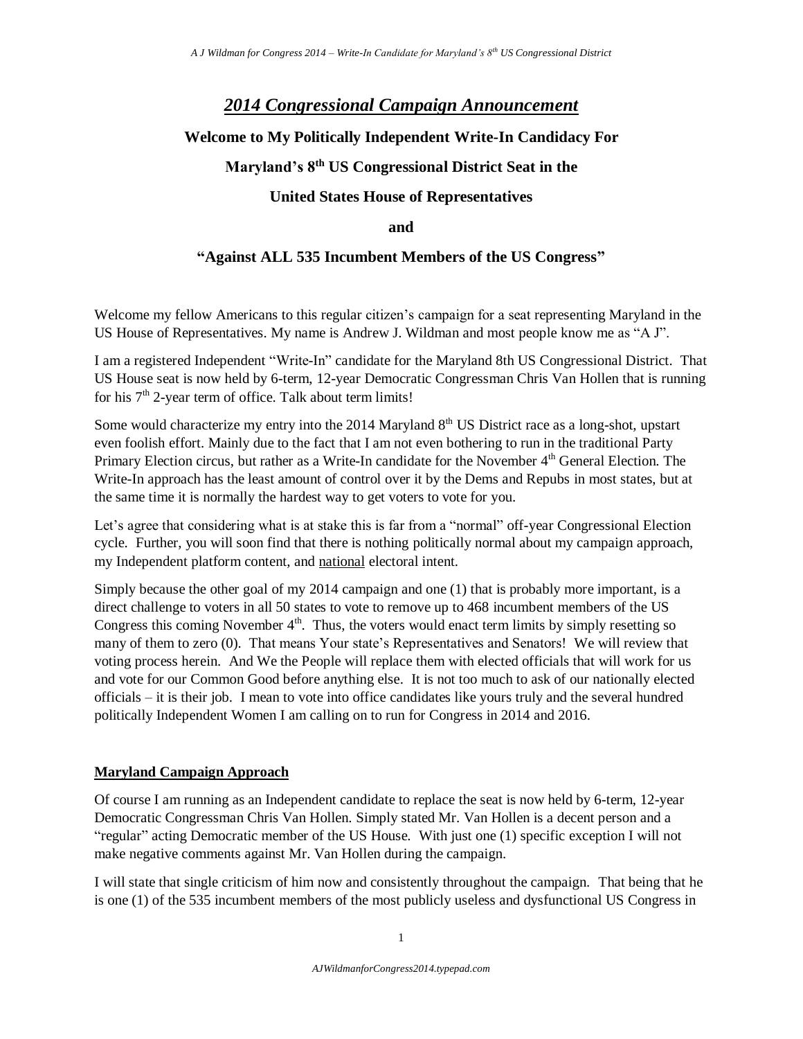# *2014 Congressional Campaign Announcement*

## Welcome to My Politically Independent Write-In Candidacy For Maryland's 8th US Congressional District Seat in the United States House of Representatives

## and

## "Against ALL 535 Incumbent Members of the US Congress"

Welcome my fellow Americans to this regular citizen's campaign for a seat representing Maryland in the US House of Representatives. My name is Andrew J. Wildman and most people know me as "A J".

I am a registered Independent "Write-In" candidate for the Maryland 8th US Congressional District. That US House seat is now held by 6-term, 12-year Democratic Congressman Chris Van Hollen that is running for his 7th 2-year term of office. Talk about term limits!

Some would characterize my entry into the 2014 Maryland 8th US District race as a long-shot, upstart even foolish effort. Mainly due to the fact that I am not even bothering to run in the traditional Party Primary Election circus, but rather as a Write-In candidate for the November 4th General Election. The Write-In approach has the least amount of control over it by the Dems and Repubs in most states, but at the same time it is normally the hardest way to get voters to vote for you.

Let's agree that considering what is at stake this is far from a "normal" off-year Congressional Election cycle. Further, you will soon find that there is nothing politically normal about my campaign approach, my Independent platform content, and national electoral intent.

Simply because the other goal of my 2014 campaign and one (1) that is probably more important, is a direct challenge to voters in all 50 states to vote to remove up to 468 incumbent members of the US Congress this coming November 4th. Thus, the voters would enact term limits by simply resetting so many of them to zero (0). That means Your state's Representatives and Senators! We will review that voting process herein. And We the People will replace them with elected officials that will work for us and vote for our Common Good before anything else. It is not too much to ask of our nationally elected officials – it is their job. I mean to vote into office candidates like yours truly and the several hundred politically Independent Women I am calling on to run for Congress in 2014 and 2016.

### Maryland Campaign Approach

Of course I am running as an Independent candidate to replace the seat is now held by 6-term, 12-year Democratic Congressman Chris Van Hollen. Simply stated Mr. Van Hollen is a decent person and a "regular" acting Democratic member of the US House. With just one (1) specific exception I will not make negative comments against Mr. Van Hollen during the campaign.

I will state that single criticism of him now and consistently throughout the campaign. That being that he is one (1) of the 535 incumbent members of the most publicly useless and dysfunctional US Congress in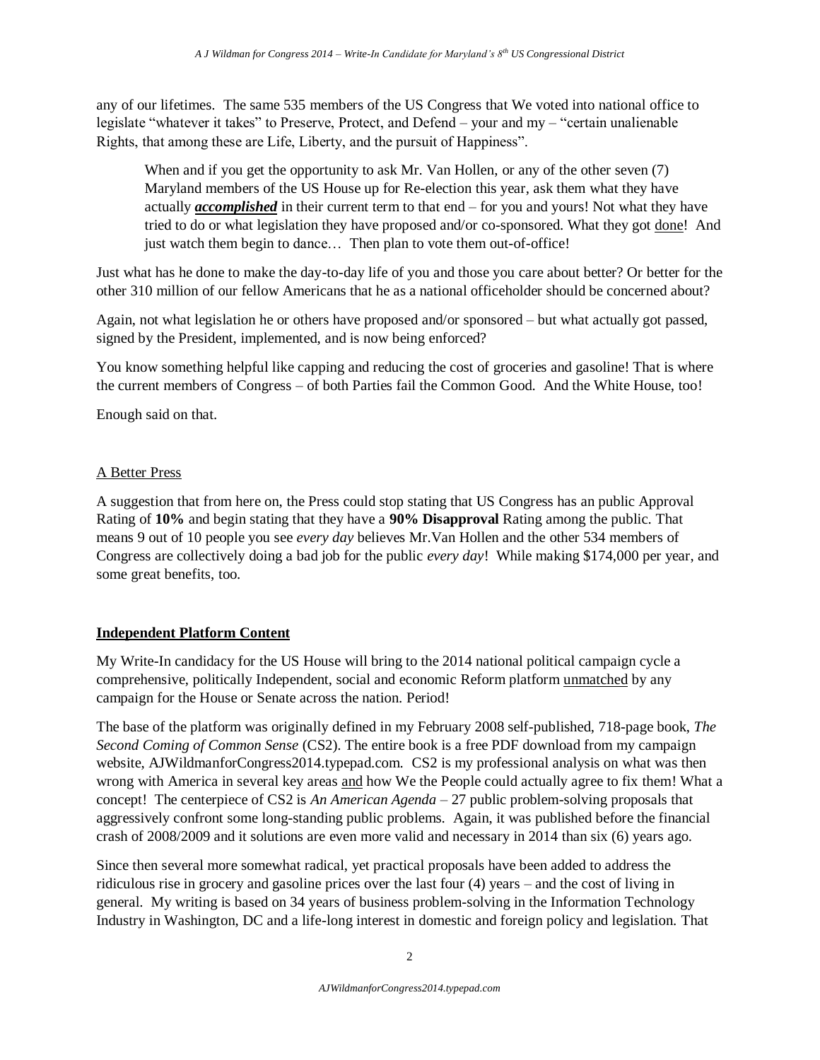any of our lifetimes. The same 535 members of the US Congress that We voted into national office to legislate "whatever it takes" to Preserve, Protect, and Defend – your and my – "certain unalienable Rights, that among these are Life, Liberty, and the pursuit of Happiness".

> When and if you get the opportunity to ask Mr. Van Hollen, or any of the other seven (7) Maryland members of the US House up for Re-election this year, ask them what they have actually ***accomplished*** in their current term to that end – for you and yours! Not what they have tried to do or what legislation they have proposed and/or co-sponsored. What they got done! And just watch them begin to dance… Then plan to vote them out-of-office!

Just what has he done to make the day-to-day life of you and those you care about better? Or better for the other 310 million of our fellow Americans that he as a national officeholder should be concerned about?

Again, not what legislation he or others have proposed and/or sponsored – but what actually got passed, signed by the President, implemented, and is now being enforced?

You know something helpful like capping and reducing the cost of groceries and gasoline! That is where the current members of Congress – of both Parties fail the Common Good. And the White House, too!

Enough said on that.

## A Better Press

A suggestion that from here on, the Press could stop stating that US Congress has an public Approval Rating of **10%** and begin stating that they have a **90% Disapproval** Rating among the public. That means 9 out of 10 people you see *every day* believes Mr.Van Hollen and the other 534 members of Congress are collectively doing a bad job for the public *every day*! While making $174,000 per year, and some great benefits, too.

## Independent Platform Content

My Write-In candidacy for the US House will bring to the 2014 national political campaign cycle a comprehensive, politically Independent, social and economic Reform platform unmatched by any campaign for the House or Senate across the nation. Period!

The base of the platform was originally defined in my February 2008 self-published, 718-page book, *The Second Coming of Common Sense* (CS2). The entire book is a free PDF download from my campaign website, AJWildmanforCongress2014.typepad.com. CS2 is my professional analysis on what was then wrong with America in several key areas and how We the People could actually agree to fix them! What a concept! The centerpiece of CS2 is *An American Agenda* – 27 public problem-solving proposals that aggressively confront some long-standing public problems. Again, it was published before the financial crash of 2008/2009 and it solutions are even more valid and necessary in 2014 than six (6) years ago.

Since then several more somewhat radical, yet practical proposals have been added to address the ridiculous rise in grocery and gasoline prices over the last four (4) years – and the cost of living in general. My writing is based on 34 years of business problem-solving in the Information Technology Industry in Washington, DC and a life-long interest in domestic and foreign policy and legislation. That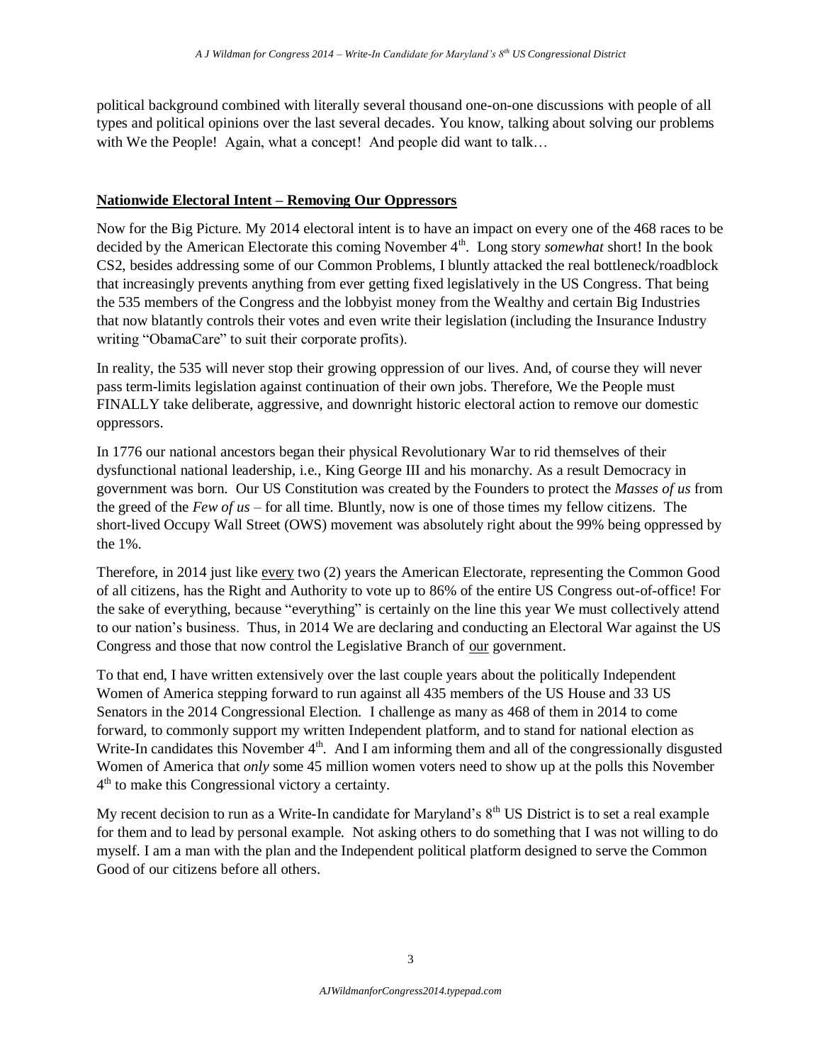political background combined with literally several thousand one-on-one discussions with people of all types and political opinions over the last several decades. You know, talking about solving our problems with We the People! Again, what a concept! And people did want to talk…

## Nationwide Electoral Intent – Removing Our Oppressors

Now for the Big Picture. My 2014 electoral intent is to have an impact on every one of the 468 races to be decided by the American Electorate this coming November 4th. Long story *somewhat* short! In the book CS2, besides addressing some of our Common Problems, I bluntly attacked the real bottleneck/roadblock that increasingly prevents anything from ever getting fixed legislatively in the US Congress. That being the 535 members of the Congress and the lobbyist money from the Wealthy and certain Big Industries that now blatantly controls their votes and even write their legislation (including the Insurance Industry writing "ObamaCare" to suit their corporate profits).

In reality, the 535 will never stop their growing oppression of our lives. And, of course they will never pass term-limits legislation against continuation of their own jobs. Therefore, We the People must FINALLY take deliberate, aggressive, and downright historic electoral action to remove our domestic oppressors.

In 1776 our national ancestors began their physical Revolutionary War to rid themselves of their dysfunctional national leadership, i.e., King George III and his monarchy. As a result Democracy in government was born. Our US Constitution was created by the Founders to protect the *Masses of us* from the greed of the *Few of us* – for all time. Bluntly, now is one of those times my fellow citizens. The short-lived Occupy Wall Street (OWS) movement was absolutely right about the 99% being oppressed by the 1%.

Therefore, in 2014 just like every two (2) years the American Electorate, representing the Common Good of all citizens, has the Right and Authority to vote up to 86% of the entire US Congress out-of-office! For the sake of everything, because "everything" is certainly on the line this year We must collectively attend to our nation's business. Thus, in 2014 We are declaring and conducting an Electoral War against the US Congress and those that now control the Legislative Branch of our government.

To that end, I have written extensively over the last couple years about the politically Independent Women of America stepping forward to run against all 435 members of the US House and 33 US Senators in the 2014 Congressional Election. I challenge as many as 468 of them in 2014 to come forward, to commonly support my written Independent platform, and to stand for national election as Write-In candidates this November 4th. And I am informing them and all of the congressionally disgusted Women of America that *only* some 45 million women voters need to show up at the polls this November 4th to make this Congressional victory a certainty.

My recent decision to run as a Write-In candidate for Maryland's 8th US District is to set a real example for them and to lead by personal example. Not asking others to do something that I was not willing to do myself. I am a man with the plan and the Independent political platform designed to serve the Common Good of our citizens before all others.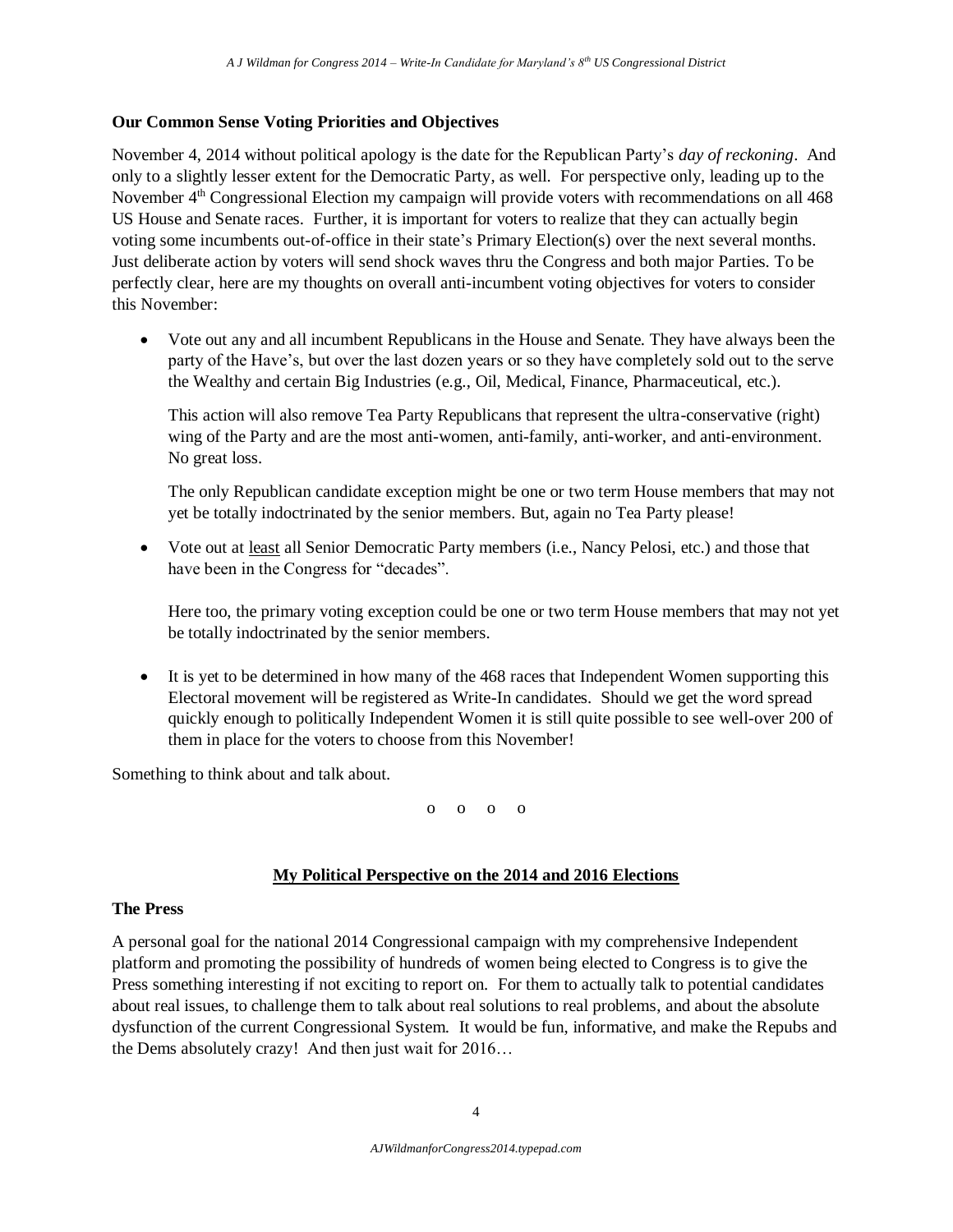**Our Common Sense Voting Priorities and Objectives**

November 4, 2014 without political apology is the date for the Republican Party's *day of reckoning*. And only to a slightly lesser extent for the Democratic Party, as well. For perspective only, leading up to the November 4th Congressional Election my campaign will provide voters with recommendations on all 468 US House and Senate races. Further, it is important for voters to realize that they can actually begin voting some incumbents out-of-office in their state's Primary Election(s) over the next several months. Just deliberate action by voters will send shock waves thru the Congress and both major Parties. To be perfectly clear, here are my thoughts on overall anti-incumbent voting objectives for voters to consider this November:

- Vote out any and all incumbent Republicans in the House and Senate. They have always been the party of the Have's, but over the last dozen years or so they have completely sold out to the serve the Wealthy and certain Big Industries (e.g., Oil, Medical, Finance, Pharmaceutical, etc.).

  This action will also remove Tea Party Republicans that represent the ultra-conservative (right) wing of the Party and are the most anti-women, anti-family, anti-worker, and anti-environment. No great loss.

  The only Republican candidate exception might be one or two term House members that may not yet be totally indoctrinated by the senior members. But, again no Tea Party please!

- Vote out at <u>least</u> all Senior Democratic Party members (i.e., Nancy Pelosi, etc.) and those that have been in the Congress for "decades".

  Here too, the primary voting exception could be one or two term House members that may not yet be totally indoctrinated by the senior members.

- It is yet to be determined in how many of the 468 races that Independent Women supporting this Electoral movement will be registered as Write-In candidates. Should we get the word spread quickly enough to politically Independent Women it is still quite possible to see well-over 200 of them in place for the voters to choose from this November!

Something to think about and talk about.

o o o o

## <u>My Political Perspective on the 2014 and 2016 Elections</u>

**The Press**

A personal goal for the national 2014 Congressional campaign with my comprehensive Independent platform and promoting the possibility of hundreds of women being elected to Congress is to give the Press something interesting if not exciting to report on. For them to actually talk to potential candidates about real issues, to challenge them to talk about real solutions to real problems, and about the absolute dysfunction of the current Congressional System. It would be fun, informative, and make the Repubs and the Dems absolutely crazy! And then just wait for 2016…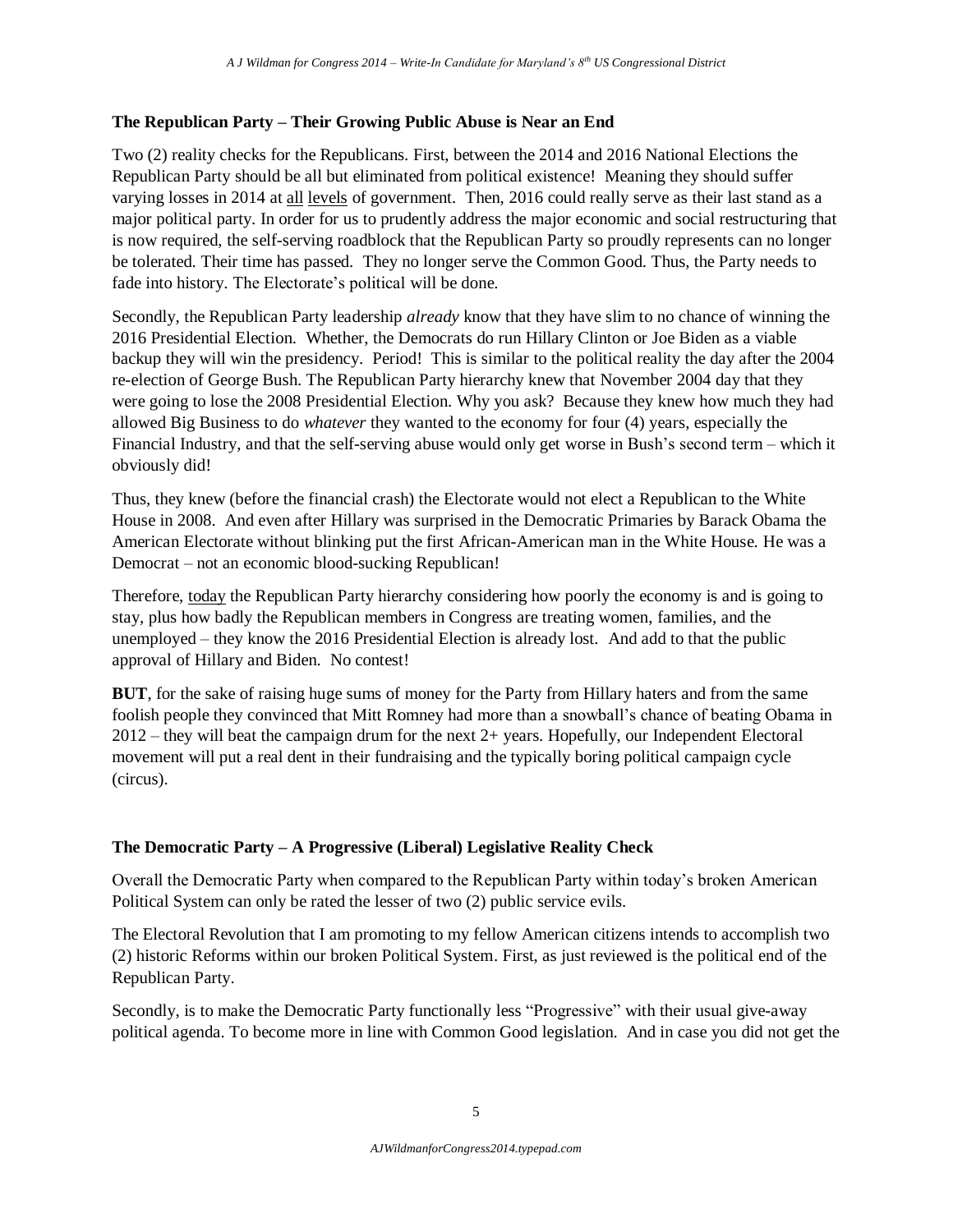**The Republican Party – Their Growing Public Abuse is Near an End**

Two (2) reality checks for the Republicans. First, between the 2014 and 2016 National Elections the Republican Party should be all but eliminated from political existence! Meaning they should suffer varying losses in 2014 at all levels of government. Then, 2016 could really serve as their last stand as a major political party. In order for us to prudently address the major economic and social restructuring that is now required, the self-serving roadblock that the Republican Party so proudly represents can no longer be tolerated. Their time has passed. They no longer serve the Common Good. Thus, the Party needs to fade into history. The Electorate's political will be done.

Secondly, the Republican Party leadership *already* know that they have slim to no chance of winning the 2016 Presidential Election. Whether, the Democrats do run Hillary Clinton or Joe Biden as a viable backup they will win the presidency. Period! This is similar to the political reality the day after the 2004 re-election of George Bush. The Republican Party hierarchy knew that November 2004 day that they were going to lose the 2008 Presidential Election. Why you ask? Because they knew how much they had allowed Big Business to do *whatever* they wanted to the economy for four (4) years, especially the Financial Industry, and that the self-serving abuse would only get worse in Bush's second term – which it obviously did!

Thus, they knew (before the financial crash) the Electorate would not elect a Republican to the White House in 2008. And even after Hillary was surprised in the Democratic Primaries by Barack Obama the American Electorate without blinking put the first African-American man in the White House. He was a Democrat – not an economic blood-sucking Republican!

Therefore, today the Republican Party hierarchy considering how poorly the economy is and is going to stay, plus how badly the Republican members in Congress are treating women, families, and the unemployed – they know the 2016 Presidential Election is already lost. And add to that the public approval of Hillary and Biden. No contest!

**BUT**, for the sake of raising huge sums of money for the Party from Hillary haters and from the same foolish people they convinced that Mitt Romney had more than a snowball's chance of beating Obama in 2012 – they will beat the campaign drum for the next 2+ years. Hopefully, our Independent Electoral movement will put a real dent in their fundraising and the typically boring political campaign cycle (circus).

**The Democratic Party – A Progressive (Liberal) Legislative Reality Check**

Overall the Democratic Party when compared to the Republican Party within today's broken American Political System can only be rated the lesser of two (2) public service evils.

The Electoral Revolution that I am promoting to my fellow American citizens intends to accomplish two (2) historic Reforms within our broken Political System. First, as just reviewed is the political end of the Republican Party.

Secondly, is to make the Democratic Party functionally less "Progressive" with their usual give-away political agenda. To become more in line with Common Good legislation. And in case you did not get the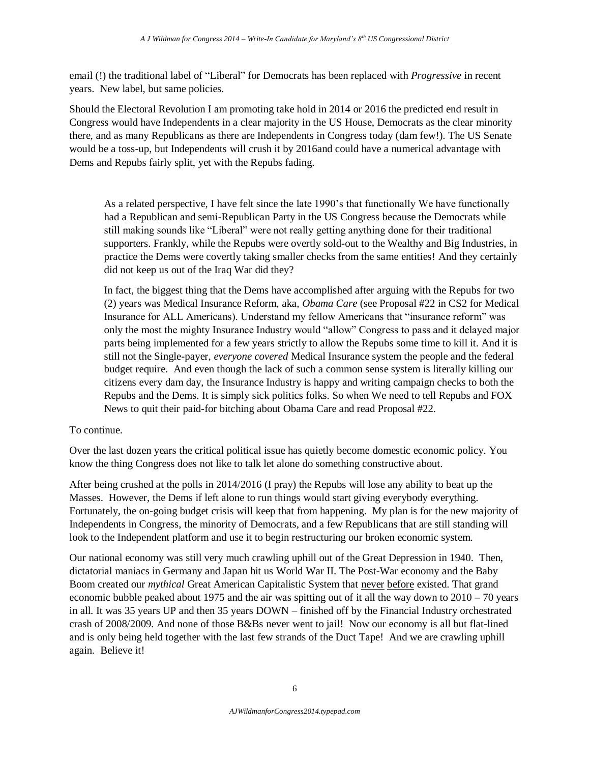email (!) the traditional label of "Liberal" for Democrats has been replaced with *Progressive* in recent years. New label, but same policies.

Should the Electoral Revolution I am promoting take hold in 2014 or 2016 the predicted end result in Congress would have Independents in a clear majority in the US House, Democrats as the clear minority there, and as many Republicans as there are Independents in Congress today (dam few!). The US Senate would be a toss-up, but Independents will crush it by 2016and could have a numerical advantage with Dems and Repubs fairly split, yet with the Repubs fading.

> As a related perspective, I have felt since the late 1990's that functionally We have functionally had a Republican and semi-Republican Party in the US Congress because the Democrats while still making sounds like "Liberal" were not really getting anything done for their traditional supporters. Frankly, while the Repubs were overtly sold-out to the Wealthy and Big Industries, in practice the Dems were covertly taking smaller checks from the same entities! And they certainly did not keep us out of the Iraq War did they?
>
> In fact, the biggest thing that the Dems have accomplished after arguing with the Repubs for two (2) years was Medical Insurance Reform, aka, *Obama Care* (see Proposal #22 in CS2 for Medical Insurance for ALL Americans). Understand my fellow Americans that "insurance reform" was only the most the mighty Insurance Industry would "allow" Congress to pass and it delayed major parts being implemented for a few years strictly to allow the Repubs some time to kill it. And it is still not the Single-payer, *everyone covered* Medical Insurance system the people and the federal budget require. And even though the lack of such a common sense system is literally killing our citizens every dam day, the Insurance Industry is happy and writing campaign checks to both the Repubs and the Dems. It is simply sick politics folks. So when We need to tell Repubs and FOX News to quit their paid-for bitching about Obama Care and read Proposal #22.

To continue.

Over the last dozen years the critical political issue has quietly become domestic economic policy. You know the thing Congress does not like to talk let alone do something constructive about.

After being crushed at the polls in 2014/2016 (I pray) the Repubs will lose any ability to beat up the Masses. However, the Dems if left alone to run things would start giving everybody everything. Fortunately, the on-going budget crisis will keep that from happening. My plan is for the new majority of Independents in Congress, the minority of Democrats, and a few Republicans that are still standing will look to the Independent platform and use it to begin restructuring our broken economic system.

Our national economy was still very much crawling uphill out of the Great Depression in 1940. Then, dictatorial maniacs in Germany and Japan hit us World War II. The Post-War economy and the Baby Boom created our *mythical* Great American Capitalistic System that <u>never</u> <u>before</u> existed. That grand economic bubble peaked about 1975 and the air was spitting out of it all the way down to 2010 – 70 years in all. It was 35 years UP and then 35 years DOWN – finished off by the Financial Industry orchestrated crash of 2008/2009. And none of those B&Bs never went to jail! Now our economy is all but flat-lined and is only being held together with the last few strands of the Duct Tape! And we are crawling uphill again. Believe it!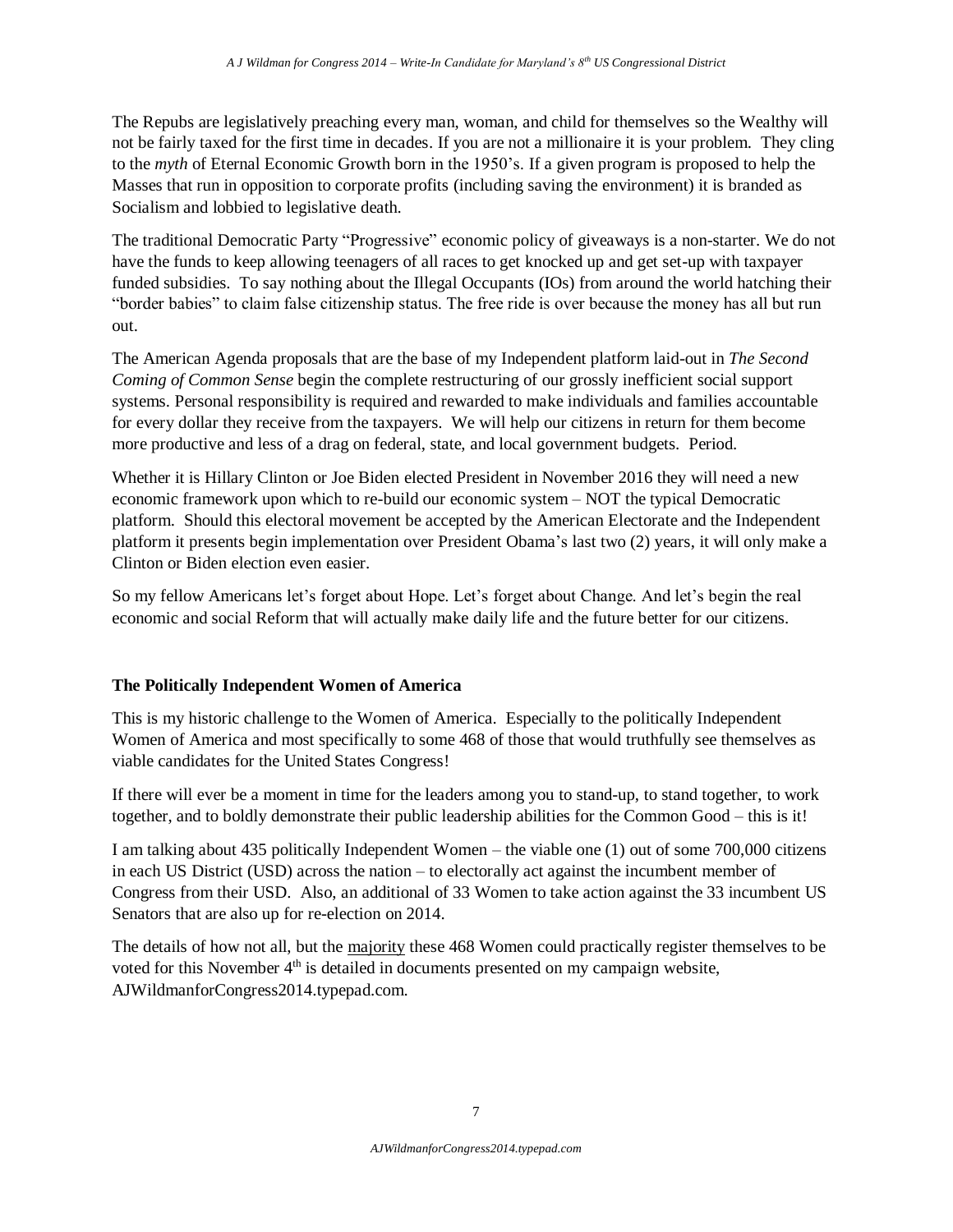The Repubs are legislatively preaching every man, woman, and child for themselves so the Wealthy will not be fairly taxed for the first time in decades. If you are not a millionaire it is your problem. They cling to the *myth* of Eternal Economic Growth born in the 1950's. If a given program is proposed to help the Masses that run in opposition to corporate profits (including saving the environment) it is branded as Socialism and lobbied to legislative death.

The traditional Democratic Party "Progressive" economic policy of giveaways is a non-starter. We do not have the funds to keep allowing teenagers of all races to get knocked up and get set-up with taxpayer funded subsidies. To say nothing about the Illegal Occupants (IOs) from around the world hatching their "border babies" to claim false citizenship status. The free ride is over because the money has all but run out.

The American Agenda proposals that are the base of my Independent platform laid-out in *The Second Coming of Common Sense* begin the complete restructuring of our grossly inefficient social support systems. Personal responsibility is required and rewarded to make individuals and families accountable for every dollar they receive from the taxpayers. We will help our citizens in return for them become more productive and less of a drag on federal, state, and local government budgets. Period.

Whether it is Hillary Clinton or Joe Biden elected President in November 2016 they will need a new economic framework upon which to re-build our economic system – NOT the typical Democratic platform. Should this electoral movement be accepted by the American Electorate and the Independent platform it presents begin implementation over President Obama's last two (2) years, it will only make a Clinton or Biden election even easier.

So my fellow Americans let's forget about Hope. Let's forget about Change. And let's begin the real economic and social Reform that will actually make daily life and the future better for our citizens.

**The Politically Independent Women of America**

This is my historic challenge to the Women of America. Especially to the politically Independent Women of America and most specifically to some 468 of those that would truthfully see themselves as viable candidates for the United States Congress!

If there will ever be a moment in time for the leaders among you to stand-up, to stand together, to work together, and to boldly demonstrate their public leadership abilities for the Common Good – this is it!

I am talking about 435 politically Independent Women – the viable one (1) out of some 700,000 citizens in each US District (USD) across the nation – to electorally act against the incumbent member of Congress from their USD. Also, an additional of 33 Women to take action against the 33 incumbent US Senators that are also up for re-election on 2014.

The details of how not all, but the majority these 468 Women could practically register themselves to be voted for this November 4th is detailed in documents presented on my campaign website, AJWildmanforCongress2014.typepad.com.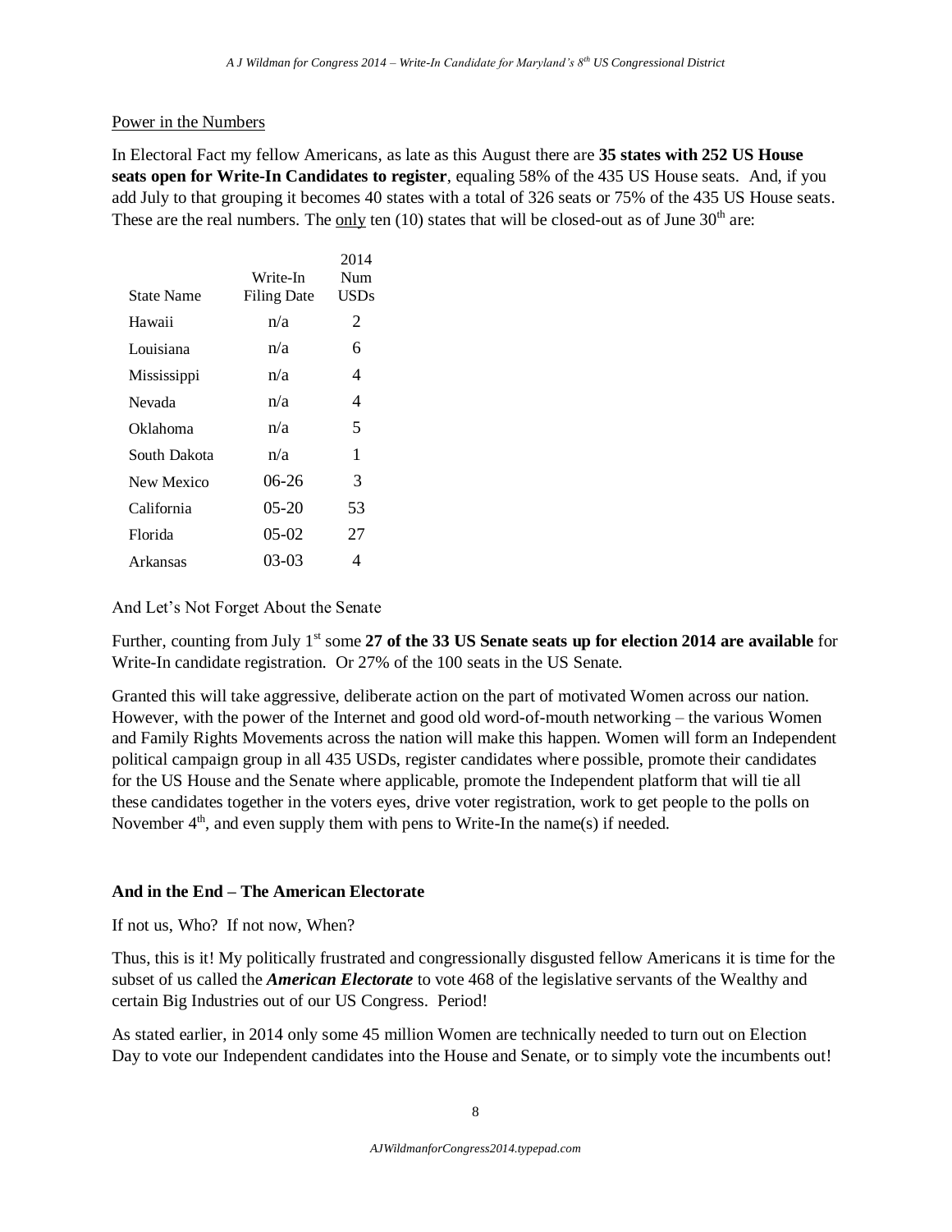<u>Power in the Numbers</u>

In Electoral Fact my fellow Americans, as late as this August there are **35 states with 252 US House seats open for Write-In Candidates to register**, equaling 58% of the 435 US House seats. And, if you add July to that grouping it becomes 40 states with a total of 326 seats or 75% of the 435 US House seats. These are the real numbers. The <u>only</u> ten (10) states that will be closed-out as of June 30th are:

| State Name | Write-In Filing Date | 2014 Num USDs |
|---|---|---|
| Hawaii | n/a | 2 |
| Louisiana | n/a | 6 |
| Mississippi | n/a | 4 |
| Nevada | n/a | 4 |
| Oklahoma | n/a | 5 |
| South Dakota | n/a | 1 |
| New Mexico | 06-26 | 3 |
| California | 05-20 | 53 |
| Florida | 05-02 | 27 |
| Arkansas | 03-03 | 4 |

And Let's Not Forget About the Senate

Further, counting from July 1st some **27 of the 33 US Senate seats up for election 2014 are available** for Write-In candidate registration. Or 27% of the 100 seats in the US Senate.

Granted this will take aggressive, deliberate action on the part of motivated Women across our nation. However, with the power of the Internet and good old word-of-mouth networking – the various Women and Family Rights Movements across the nation will make this happen. Women will form an Independent political campaign group in all 435 USDs, register candidates where possible, promote their candidates for the US House and the Senate where applicable, promote the Independent platform that will tie all these candidates together in the voters eyes, drive voter registration, work to get people to the polls on November 4th, and even supply them with pens to Write-In the name(s) if needed.

**And in the End – The American Electorate**

If not us, Who? If not now, When?

Thus, this is it! My politically frustrated and congressionally disgusted fellow Americans it is time for the subset of us called the ***American Electorate*** to vote 468 of the legislative servants of the Wealthy and certain Big Industries out of our US Congress. Period!

As stated earlier, in 2014 only some 45 million Women are technically needed to turn out on Election Day to vote our Independent candidates into the House and Senate, or to simply vote the incumbents out!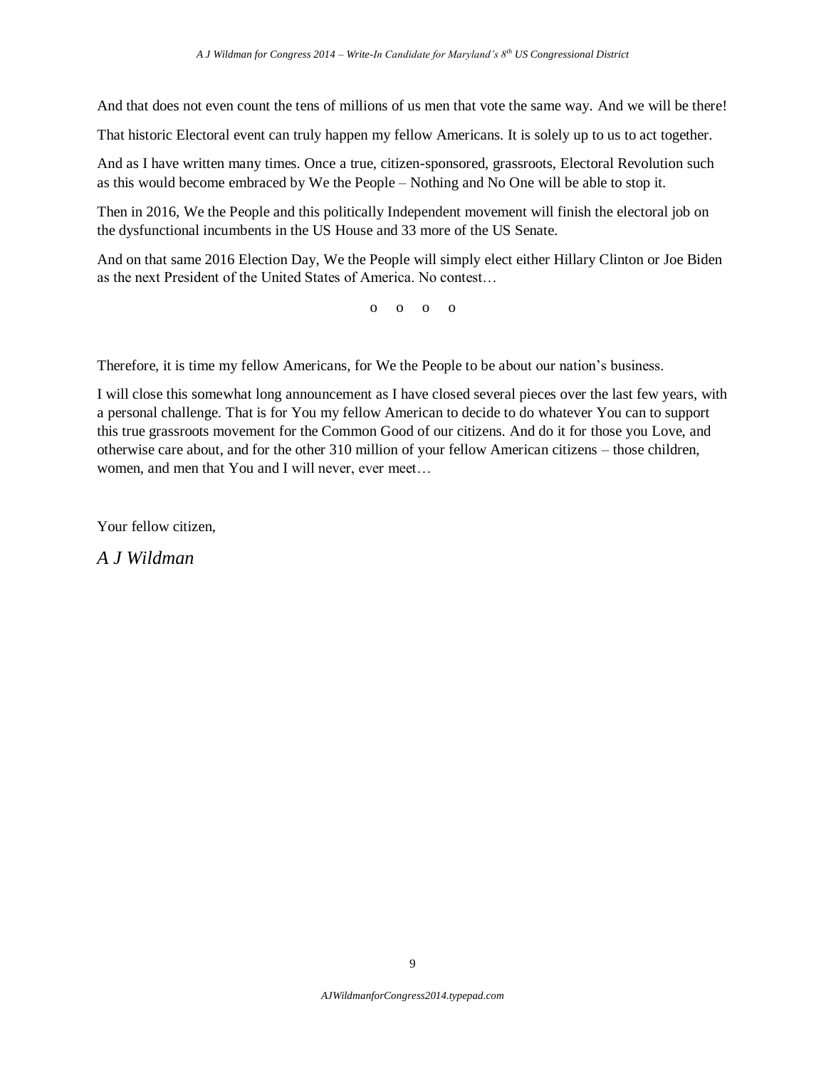And that does not even count the tens of millions of us men that vote the same way. And we will be there!

That historic Electoral event can truly happen my fellow Americans. It is solely up to us to act together.

And as I have written many times. Once a true, citizen-sponsored, grassroots, Electoral Revolution such as this would become embraced by We the People – Nothing and No One will be able to stop it.

Then in 2016, We the People and this politically Independent movement will finish the electoral job on the dysfunctional incumbents in the US House and 33 more of the US Senate.

And on that same 2016 Election Day, We the People will simply elect either Hillary Clinton or Joe Biden as the next President of the United States of America. No contest…

o o o o

Therefore, it is time my fellow Americans, for We the People to be about our nation's business.

I will close this somewhat long announcement as I have closed several pieces over the last few years, with a personal challenge. That is for You my fellow American to decide to do whatever You can to support this true grassroots movement for the Common Good of our citizens. And do it for those you Love, and otherwise care about, and for the other 310 million of your fellow American citizens – those children, women, and men that You and I will never, ever meet…

Your fellow citizen,

*A J Wildman*